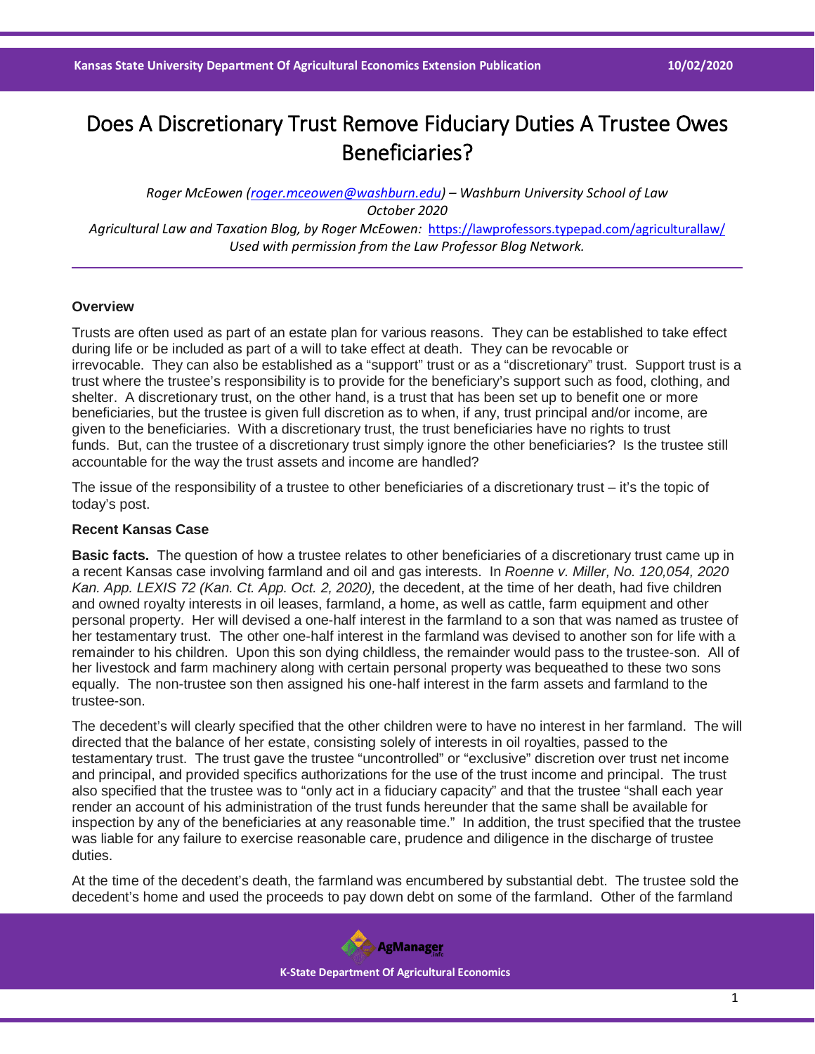# Does A Discretionary Trust Remove Fiduciary Duties A Trustee Owes Beneficiaries?

*Roger McEowen (roger.mceowen@washburn.edu) – Washburn University School of Law*
*October 2020*
*Agricultural Law and Taxation Blog, by Roger McEowen:* https://lawprofessors.typepad.com/agriculturallaw/
*Used with permission from the Law Professor Blog Network.*

---

**Overview**

Trusts are often used as part of an estate plan for various reasons. They can be established to take effect during life or be included as part of a will to take effect at death. They can be revocable or irrevocable. They can also be established as a "support" trust or as a "discretionary" trust. Support trust is a trust where the trustee's responsibility is to provide for the beneficiary's support such as food, clothing, and shelter. A discretionary trust, on the other hand, is a trust that has been set up to benefit one or more beneficiaries, but the trustee is given full discretion as to when, if any, trust principal and/or income, are given to the beneficiaries. With a discretionary trust, the trust beneficiaries have no rights to trust funds. But, can the trustee of a discretionary trust simply ignore the other beneficiaries? Is the trustee still accountable for the way the trust assets and income are handled?

The issue of the responsibility of a trustee to other beneficiaries of a discretionary trust – it's the topic of today's post.

**Recent Kansas Case**

**Basic facts.** The question of how a trustee relates to other beneficiaries of a discretionary trust came up in a recent Kansas case involving farmland and oil and gas interests. In *Roenne v. Miller, No. 120,054, 2020 Kan. App. LEXIS 72 (Kan. Ct. App. Oct. 2, 2020),* the decedent, at the time of her death, had five children and owned royalty interests in oil leases, farmland, a home, as well as cattle, farm equipment and other personal property. Her will devised a one-half interest in the farmland to a son that was named as trustee of her testamentary trust. The other one-half interest in the farmland was devised to another son for life with a remainder to his children. Upon this son dying childless, the remainder would pass to the trustee-son. All of her livestock and farm machinery along with certain personal property was bequeathed to these two sons equally. The non-trustee son then assigned his one-half interest in the farm assets and farmland to the trustee-son.

The decedent's will clearly specified that the other children were to have no interest in her farmland. The will directed that the balance of her estate, consisting solely of interests in oil royalties, passed to the testamentary trust. The trust gave the trustee "uncontrolled" or "exclusive" discretion over trust net income and principal, and provided specifics authorizations for the use of the trust income and principal. The trust also specified that the trustee was to "only act in a fiduciary capacity" and that the trustee "shall each year render an account of his administration of the trust funds hereunder that the same shall be available for inspection by any of the beneficiaries at any reasonable time." In addition, the trust specified that the trustee was liable for any failure to exercise reasonable care, prudence and diligence in the discharge of trustee duties.

At the time of the decedent's death, the farmland was encumbered by substantial debt. The trustee sold the decedent's home and used the proceeds to pay down debt on some of the farmland. Other of the farmland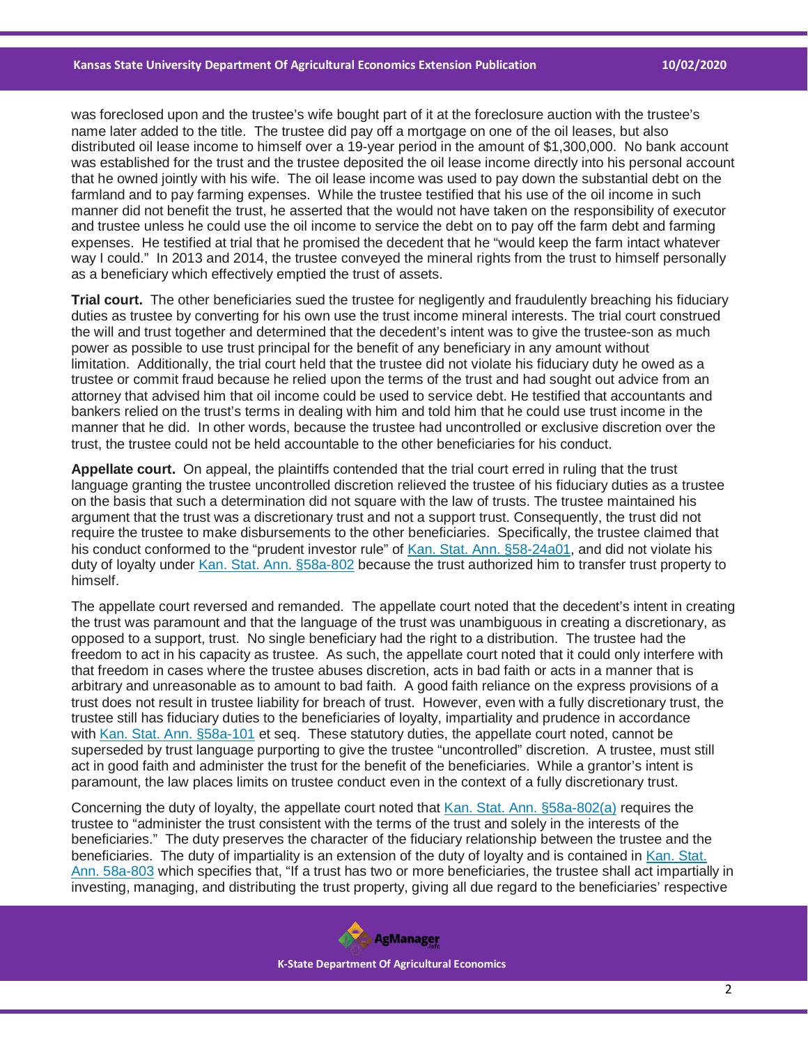was foreclosed upon and the trustee's wife bought part of it at the foreclosure auction with the trustee's name later added to the title. The trustee did pay off a mortgage on one of the oil leases, but also distributed oil lease income to himself over a 19-year period in the amount of $1,300,000. No bank account was established for the trust and the trustee deposited the oil lease income directly into his personal account that he owned jointly with his wife. The oil lease income was used to pay down the substantial debt on the farmland and to pay farming expenses. While the trustee testified that his use of the oil income in such manner did not benefit the trust, he asserted that the would not have taken on the responsibility of executor and trustee unless he could use the oil income to service the debt on to pay off the farm debt and farming expenses. He testified at trial that he promised the decedent that he "would keep the farm intact whatever way I could." In 2013 and 2014, the trustee conveyed the mineral rights from the trust to himself personally as a beneficiary which effectively emptied the trust of assets.

**Trial court.** The other beneficiaries sued the trustee for negligently and fraudulently breaching his fiduciary duties as trustee by converting for his own use the trust income mineral interests. The trial court construed the will and trust together and determined that the decedent's intent was to give the trustee-son as much power as possible to use trust principal for the benefit of any beneficiary in any amount without limitation. Additionally, the trial court held that the trustee did not violate his fiduciary duty he owed as a trustee or commit fraud because he relied upon the terms of the trust and had sought out advice from an attorney that advised him that oil income could be used to service debt. He testified that accountants and bankers relied on the trust's terms in dealing with him and told him that he could use trust income in the manner that he did. In other words, because the trustee had uncontrolled or exclusive discretion over the trust, the trustee could not be held accountable to the other beneficiaries for his conduct.

**Appellate court.** On appeal, the plaintiffs contended that the trial court erred in ruling that the trust language granting the trustee uncontrolled discretion relieved the trustee of his fiduciary duties as a trustee on the basis that such a determination did not square with the law of trusts. The trustee maintained his argument that the trust was a discretionary trust and not a support trust. Consequently, the trust did not require the trustee to make disbursements to the other beneficiaries. Specifically, the trustee claimed that his conduct conformed to the "prudent investor rule" of Kan. Stat. Ann. §58-24a01, and did not violate his duty of loyalty under Kan. Stat. Ann. §58a-802 because the trust authorized him to transfer trust property to himself.

The appellate court reversed and remanded. The appellate court noted that the decedent's intent in creating the trust was paramount and that the language of the trust was unambiguous in creating a discretionary, as opposed to a support, trust. No single beneficiary had the right to a distribution. The trustee had the freedom to act in his capacity as trustee. As such, the appellate court noted that it could only interfere with that freedom in cases where the trustee abuses discretion, acts in bad faith or acts in a manner that is arbitrary and unreasonable as to amount to bad faith. A good faith reliance on the express provisions of a trust does not result in trustee liability for breach of trust. However, even with a fully discretionary trust, the trustee still has fiduciary duties to the beneficiaries of loyalty, impartiality and prudence in accordance with Kan. Stat. Ann. §58a-101 et seq. These statutory duties, the appellate court noted, cannot be superseded by trust language purporting to give the trustee "uncontrolled" discretion. A trustee, must still act in good faith and administer the trust for the benefit of the beneficiaries. While a grantor's intent is paramount, the law places limits on trustee conduct even in the context of a fully discretionary trust.

Concerning the duty of loyalty, the appellate court noted that Kan. Stat. Ann. §58a-802(a) requires the trustee to "administer the trust consistent with the terms of the trust and solely in the interests of the beneficiaries." The duty preserves the character of the fiduciary relationship between the trustee and the beneficiaries. The duty of impartiality is an extension of the duty of loyalty and is contained in Kan. Stat. Ann. 58a-803 which specifies that, "If a trust has two or more beneficiaries, the trustee shall act impartially in investing, managing, and distributing the trust property, giving all due regard to the beneficiaries' respective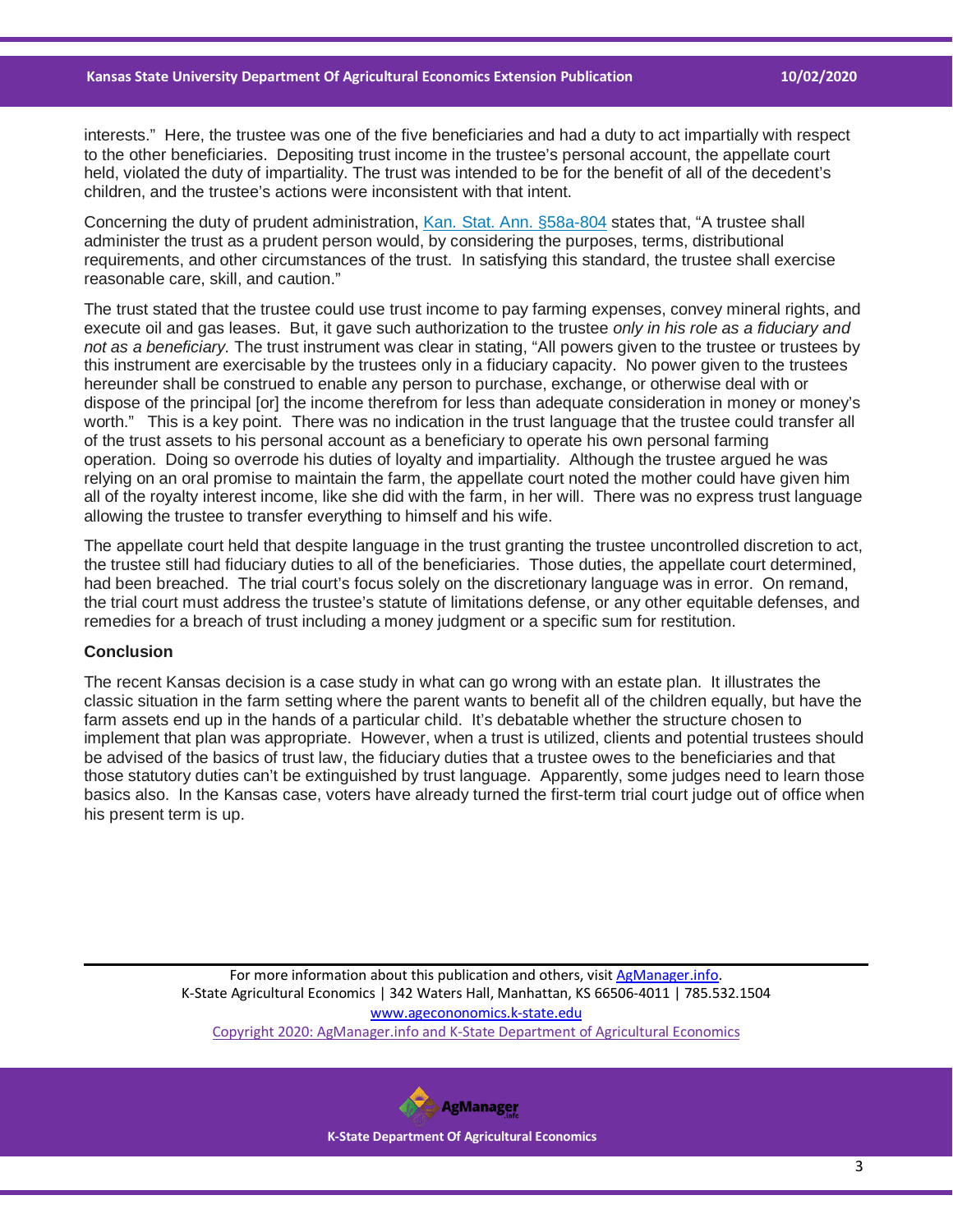interests." Here, the trustee was one of the five beneficiaries and had a duty to act impartially with respect to the other beneficiaries. Depositing trust income in the trustee's personal account, the appellate court held, violated the duty of impartiality. The trust was intended to be for the benefit of all of the decedent's children, and the trustee's actions were inconsistent with that intent.

Concerning the duty of prudent administration, [Kan. Stat. Ann. §58a-804](#) states that, "A trustee shall administer the trust as a prudent person would, by considering the purposes, terms, distributional requirements, and other circumstances of the trust. In satisfying this standard, the trustee shall exercise reasonable care, skill, and caution."

The trust stated that the trustee could use trust income to pay farming expenses, convey mineral rights, and execute oil and gas leases. But, it gave such authorization to the trustee *only in his role as a fiduciary and not as a beneficiary.* The trust instrument was clear in stating, "All powers given to the trustee or trustees by this instrument are exercisable by the trustees only in a fiduciary capacity. No power given to the trustees hereunder shall be construed to enable any person to purchase, exchange, or otherwise deal with or dispose of the principal [or] the income therefrom for less than adequate consideration in money or money's worth." This is a key point. There was no indication in the trust language that the trustee could transfer all of the trust assets to his personal account as a beneficiary to operate his own personal farming operation. Doing so overrode his duties of loyalty and impartiality. Although the trustee argued he was relying on an oral promise to maintain the farm, the appellate court noted the mother could have given him all of the royalty interest income, like she did with the farm, in her will. There was no express trust language allowing the trustee to transfer everything to himself and his wife.

The appellate court held that despite language in the trust granting the trustee uncontrolled discretion to act, the trustee still had fiduciary duties to all of the beneficiaries. Those duties, the appellate court determined, had been breached. The trial court's focus solely on the discretionary language was in error. On remand, the trial court must address the trustee's statute of limitations defense, or any other equitable defenses, and remedies for a breach of trust including a money judgment or a specific sum for restitution.

**Conclusion**

The recent Kansas decision is a case study in what can go wrong with an estate plan. It illustrates the classic situation in the farm setting where the parent wants to benefit all of the children equally, but have the farm assets end up in the hands of a particular child. It's debatable whether the structure chosen to implement that plan was appropriate. However, when a trust is utilized, clients and potential trustees should be advised of the basics of trust law, the fiduciary duties that a trustee owes to the beneficiaries and that those statutory duties can't be extinguished by trust language. Apparently, some judges need to learn those basics also. In the Kansas case, voters have already turned the first-term trial court judge out of office when his present term is up.